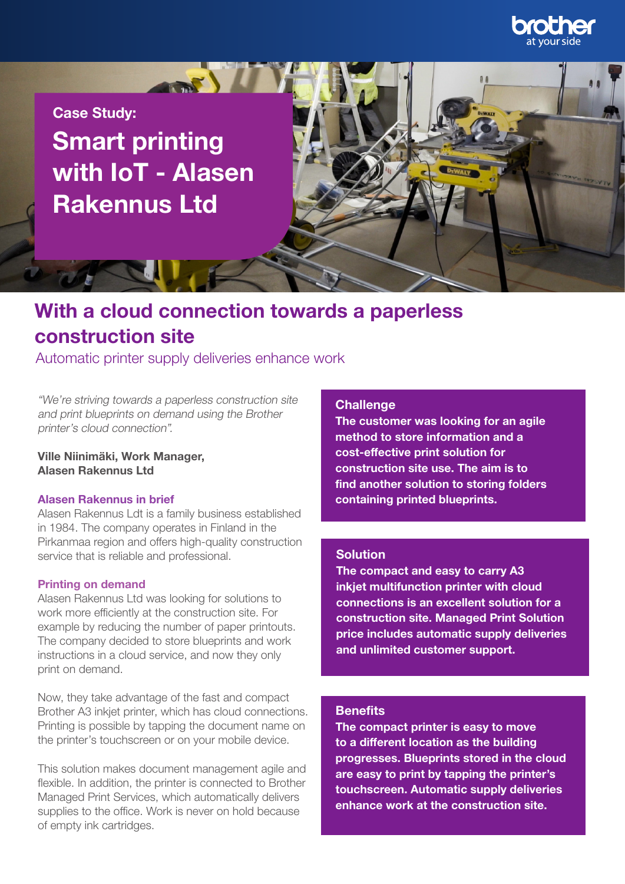Case Study:

# Smart printing with IoT - Alasen Rakennus Ltd

## With a cloud connection towards a paperless construction site

Automatic printer supply deliveries enhance work

*"We're striving towards a paperless construction site and print blueprints on demand using the Brother printer's cloud connection".*

**Ville Niinimäki, Work Manager, Alasen Rakennus Ltd**

### Alasen Rakennus in brief

Alasen Rakennus Ldt is a family business established in 1984. The company operates in Finland in the Pirkanmaa region and offers high-quality construction service that is reliable and professional.

### Printing on demand

Alasen Rakennus Ltd was looking for solutions to work more efficiently at the construction site. For example by reducing the number of paper printouts. The company decided to store blueprints and work instructions in a cloud service, and now they only print on demand.

Now, they take advantage of the fast and compact Brother A3 inkjet printer, which has cloud connections. Printing is possible by tapping the document name on the printer's touchscreen or on your mobile device.

This solution makes document management agile and flexible. In addition, the printer is connected to Brother Managed Print Services, which automatically delivers supplies to the office. Work is never on hold because of empty ink cartridges.

### Challenge

**The customer was looking for an agile method to store information and a cost-effective print solution for construction site use. The aim is to find another solution to storing folders containing printed blueprints.**

### Solution

**The compact and easy to carry A3 inkjet multifunction printer with cloud connections is an excellent solution for a construction site. Managed Print Solution price includes automatic supply deliveries and unlimited customer support.**

### Benefits

**The compact printer is easy to move to a different location as the building progresses. Blueprints stored in the cloud are easy to print by tapping the printer's touchscreen. Automatic supply deliveries enhance work at the construction site.**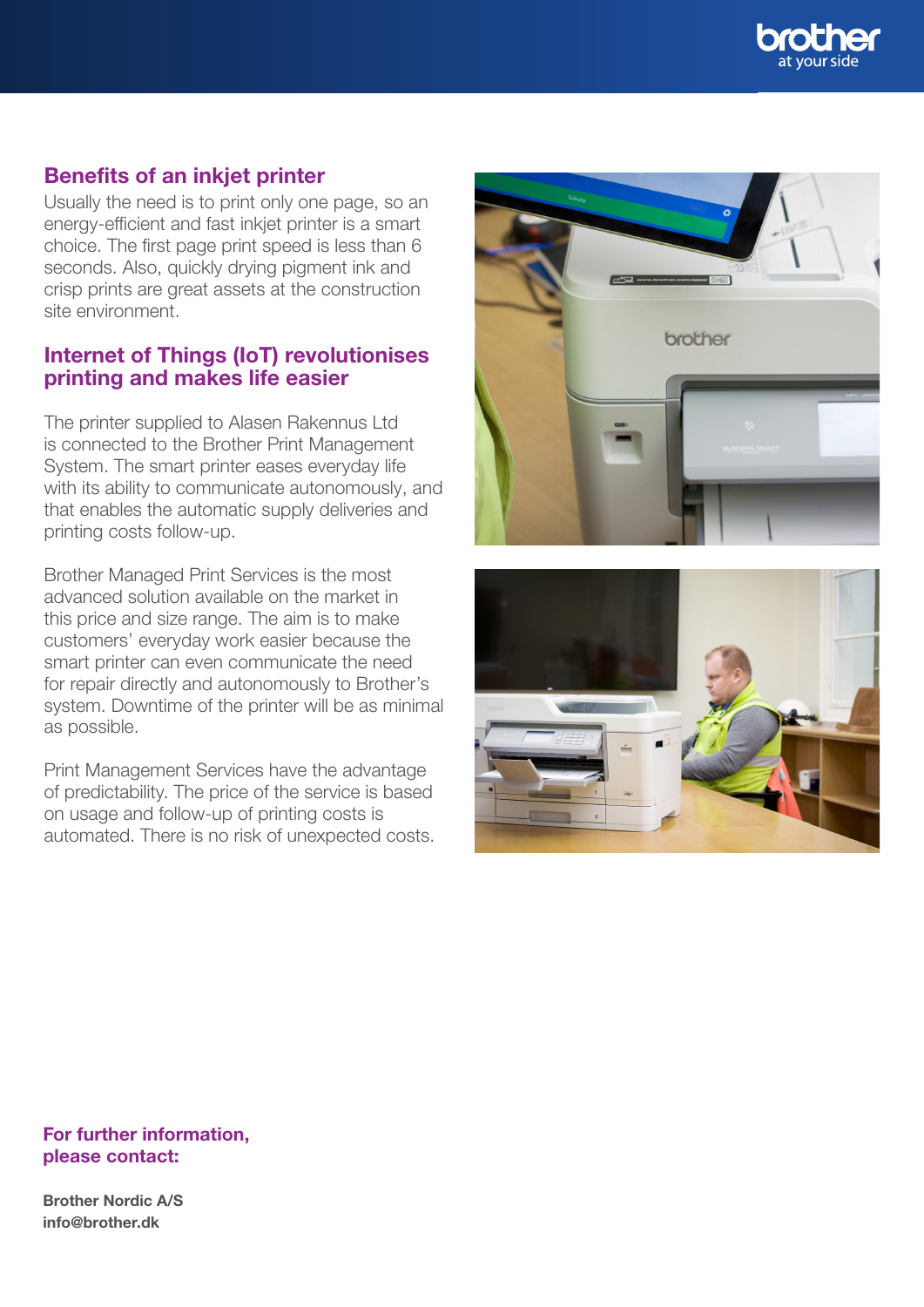## Benefits of an inkjet printer

Usually the need is to print only one page, so an energy-efficient and fast inkjet printer is a smart choice. The first page print speed is less than 6 seconds. Also, quickly drying pigment ink and crisp prints are great assets at the construction site environment.

## Internet of Things (IoT) revolutionises printing and makes life easier

The printer supplied to Alasen Rakennus Ltd is connected to the Brother Print Management System. The smart printer eases everyday life with its ability to communicate autonomously, and that enables the automatic supply deliveries and printing costs follow-up.

Brother Managed Print Services is the most advanced solution available on the market in this price and size range. The aim is to make customers' everyday work easier because the smart printer can even communicate the need for repair directly and autonomously to Brother's system. Downtime of the printer will be as minimal as possible.

Print Management Services have the advantage of predictability. The price of the service is based on usage and follow-up of printing costs is automated. There is no risk of unexpected costs.

**For further information, please contact:**

**Brother Nordic A/S**
**info@brother.dk**